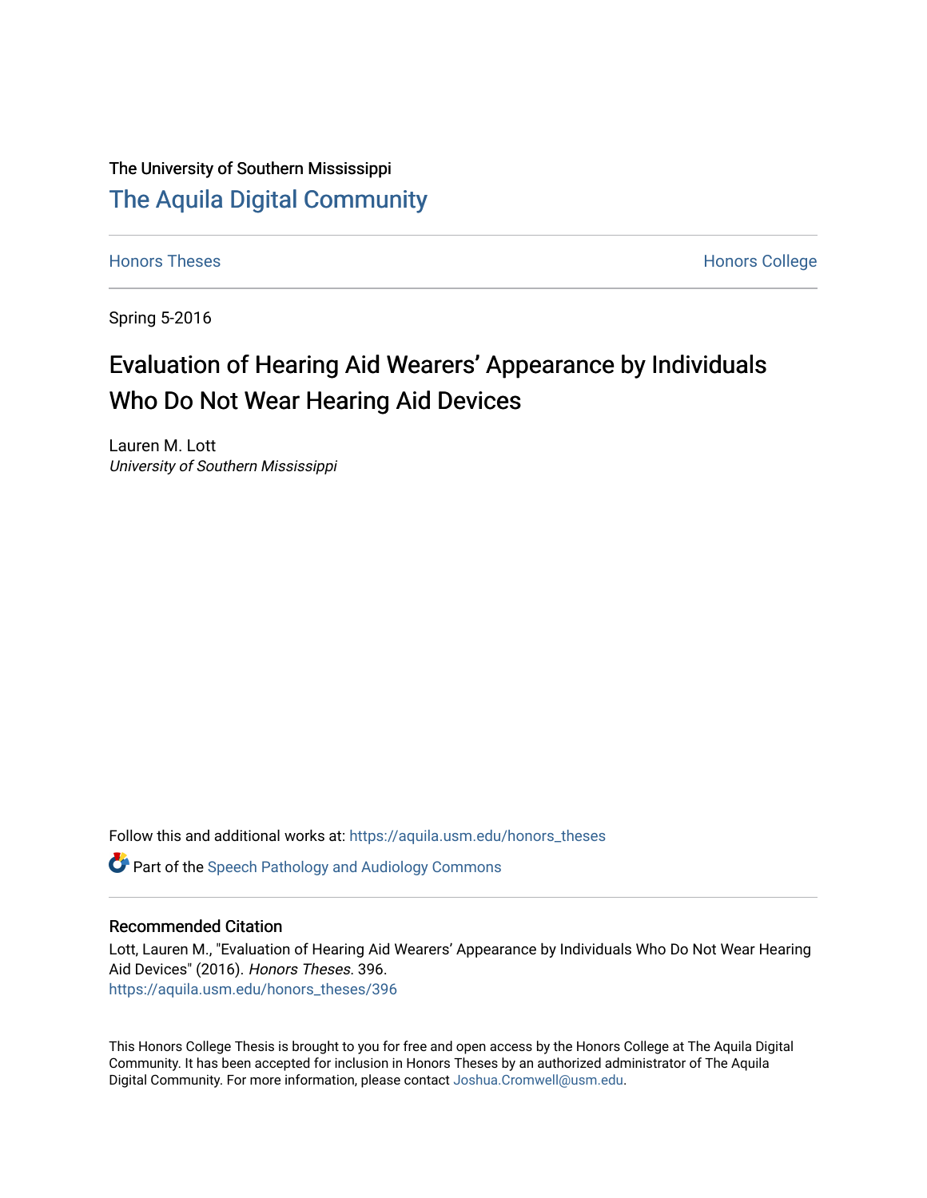The University of Southern Mississippi

# The Aquila Digital Community

Honors Theses

Honors College

Spring 5-2016

## Evaluation of Hearing Aid Wearers' Appearance by Individuals Who Do Not Wear Hearing Aid Devices

Lauren M. Lott
*University of Southern Mississippi*

Follow this and additional works at: https://aquila.usm.edu/honors_theses

Part of the Speech Pathology and Audiology Commons

### Recommended Citation

Lott, Lauren M., "Evaluation of Hearing Aid Wearers' Appearance by Individuals Who Do Not Wear Hearing Aid Devices" (2016). *Honors Theses*. 396.
https://aquila.usm.edu/honors_theses/396

This Honors College Thesis is brought to you for free and open access by the Honors College at The Aquila Digital Community. It has been accepted for inclusion in Honors Theses by an authorized administrator of The Aquila Digital Community. For more information, please contact Joshua.Cromwell@usm.edu.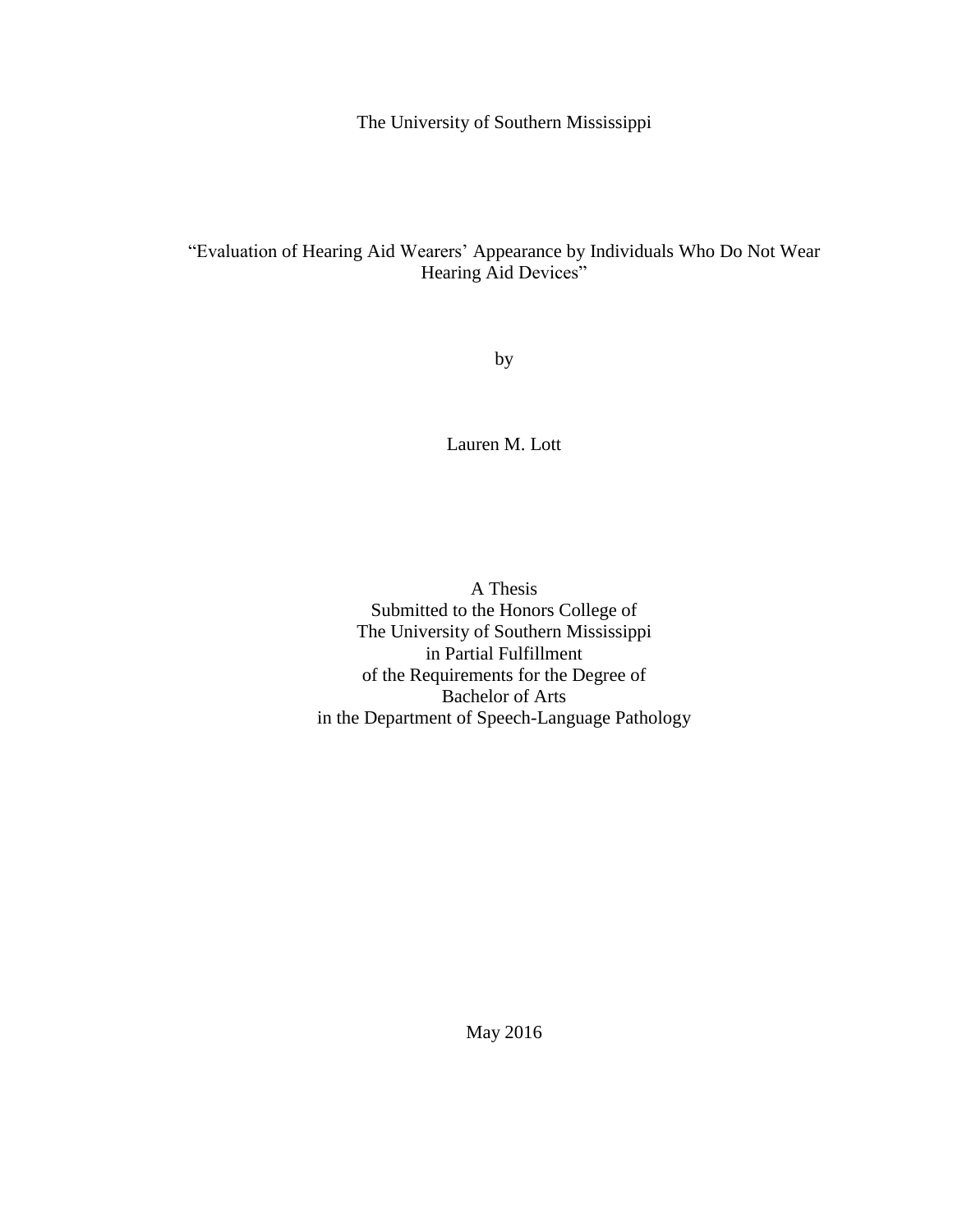The University of Southern Mississippi

# "Evaluation of Hearing Aid Wearers' Appearance by Individuals Who Do Not Wear Hearing Aid Devices"

by

Lauren M. Lott

A Thesis  
Submitted to the Honors College of  
The University of Southern Mississippi  
in Partial Fulfillment  
of the Requirements for the Degree of  
Bachelor of Arts  
in the Department of Speech-Language Pathology

May 2016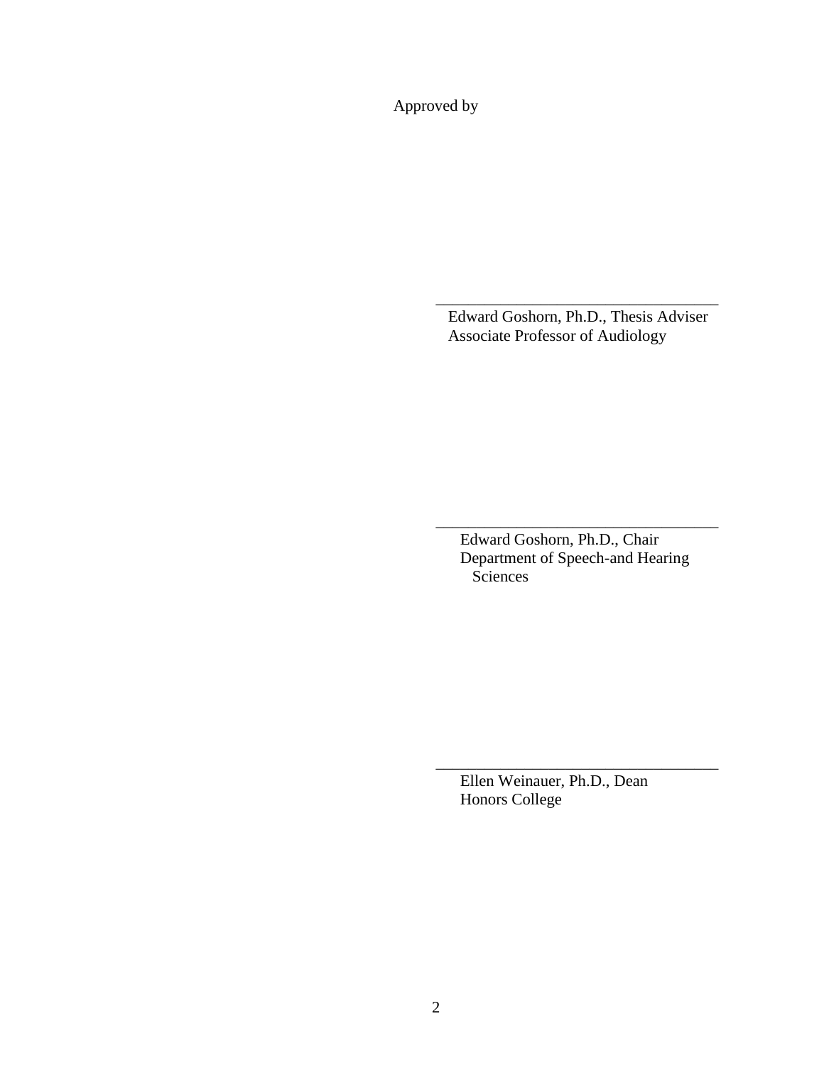Approved by

\_\_\_\_\_\_\_\_\_\_\_\_\_\_\_\_\_\_\_\_\_\_\_\_\_\_\_\_\_\_\_\_\_\_\_\_

Edward Goshorn, Ph.D., Thesis Adviser
Associate Professor of Audiology

\_\_\_\_\_\_\_\_\_\_\_\_\_\_\_\_\_\_\_\_\_\_\_\_\_\_\_\_\_\_\_\_\_\_\_\_

Edward Goshorn, Ph.D., Chair
Department of Speech-and Hearing Sciences

\_\_\_\_\_\_\_\_\_\_\_\_\_\_\_\_\_\_\_\_\_\_\_\_\_\_\_\_\_\_\_\_\_\_\_\_

Ellen Weinauer, Ph.D., Dean
Honors College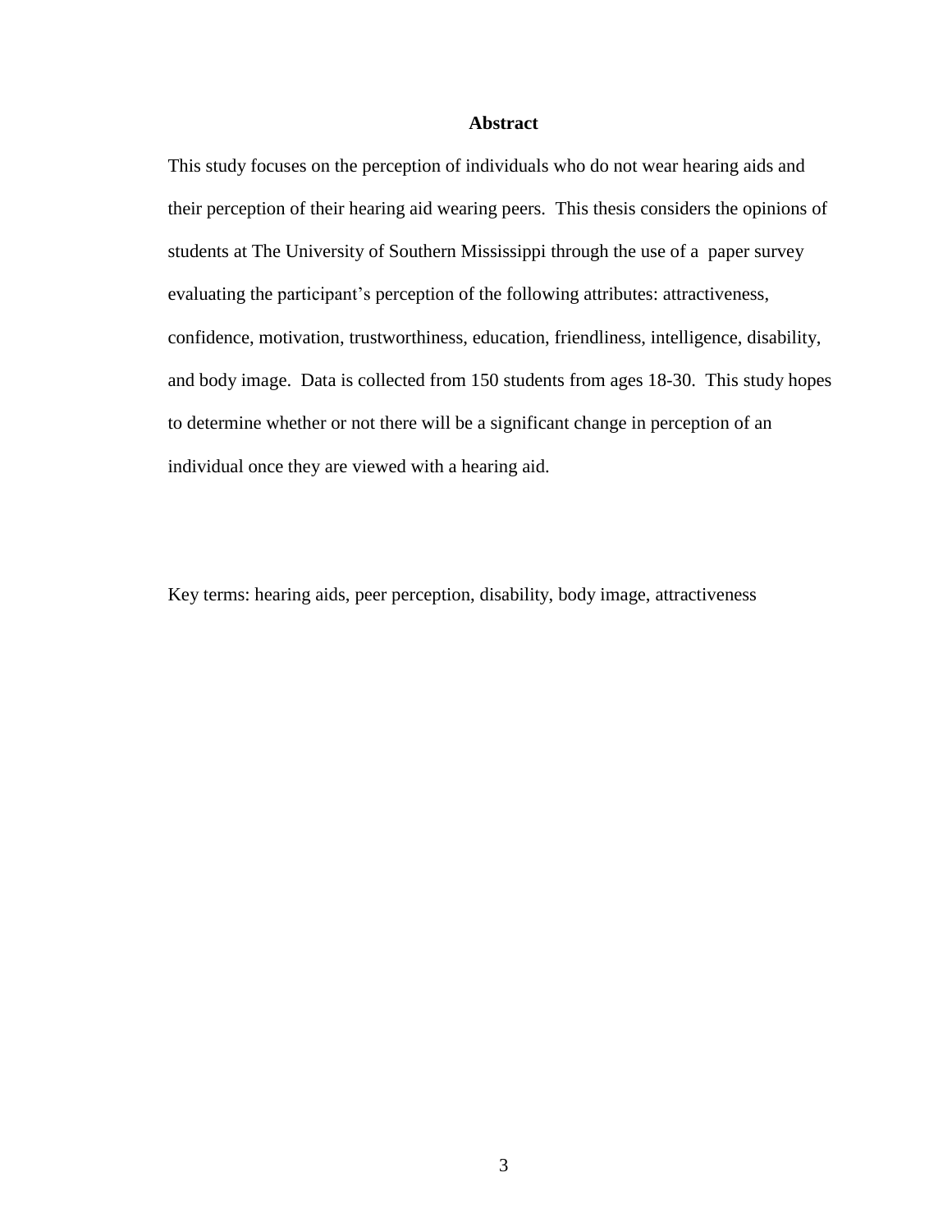## Abstract

This study focuses on the perception of individuals who do not wear hearing aids and their perception of their hearing aid wearing peers. This thesis considers the opinions of students at The University of Southern Mississippi through the use of a paper survey evaluating the participant's perception of the following attributes: attractiveness, confidence, motivation, trustworthiness, education, friendliness, intelligence, disability, and body image. Data is collected from 150 students from ages 18-30. This study hopes to determine whether or not there will be a significant change in perception of an individual once they are viewed with a hearing aid.

Key terms: hearing aids, peer perception, disability, body image, attractiveness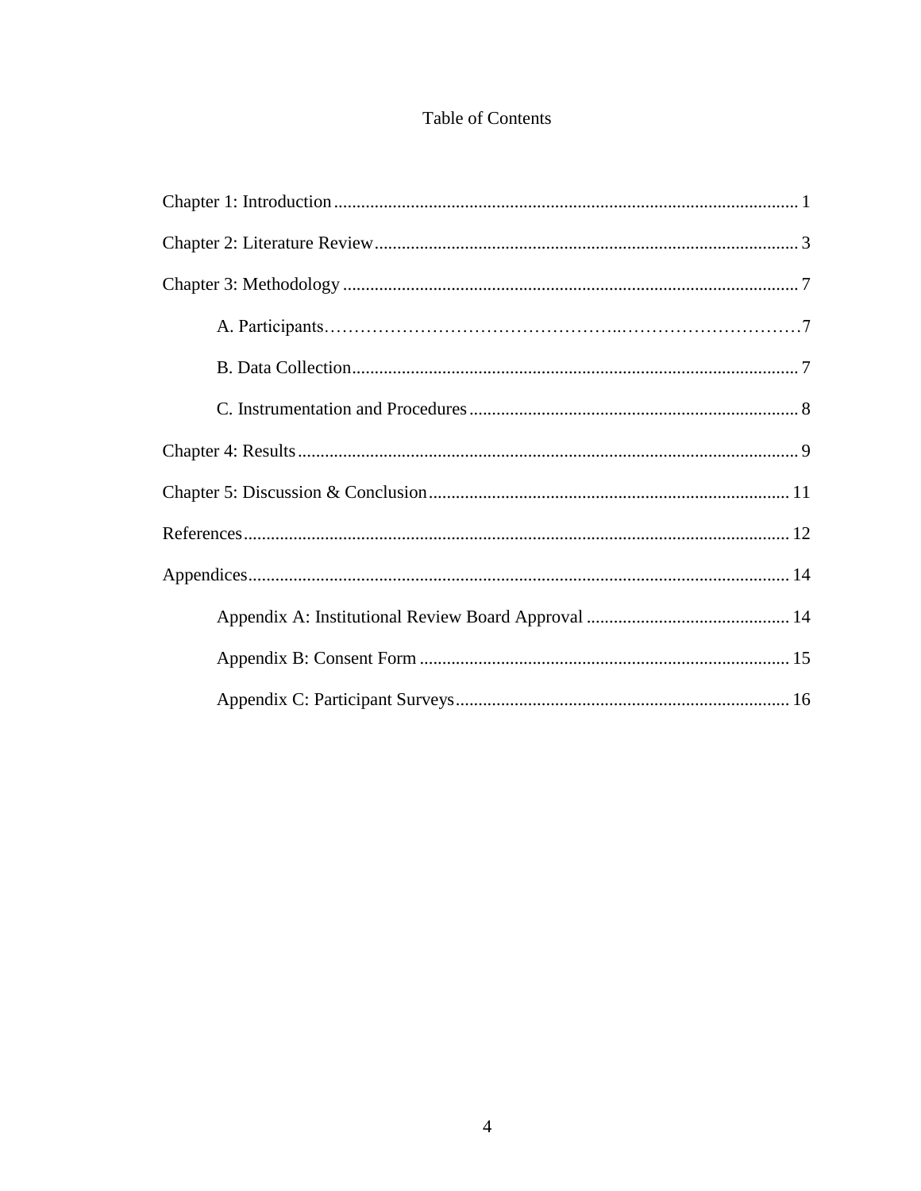# Table of Contents

Chapter 1: Introduction ..................................................................................................... 1

Chapter 2: Literature Review ............................................................................................. 3

Chapter 3: Methodology .................................................................................................... 7

  A. Participants.................................................................................................... 7

  B. Data Collection.............................................................................................. 7

  C. Instrumentation and Procedures ..................................................................... 8

Chapter 4: Results .............................................................................................................. 9

Chapter 5: Discussion & Conclusion ............................................................................... 11

References ........................................................................................................................ 12

Appendices ....................................................................................................................... 14

  Appendix A: Institutional Review Board Approval ............................................ 14

  Appendix B: Consent Form ................................................................................. 15

  Appendix C: Participant Surveys ......................................................................... 16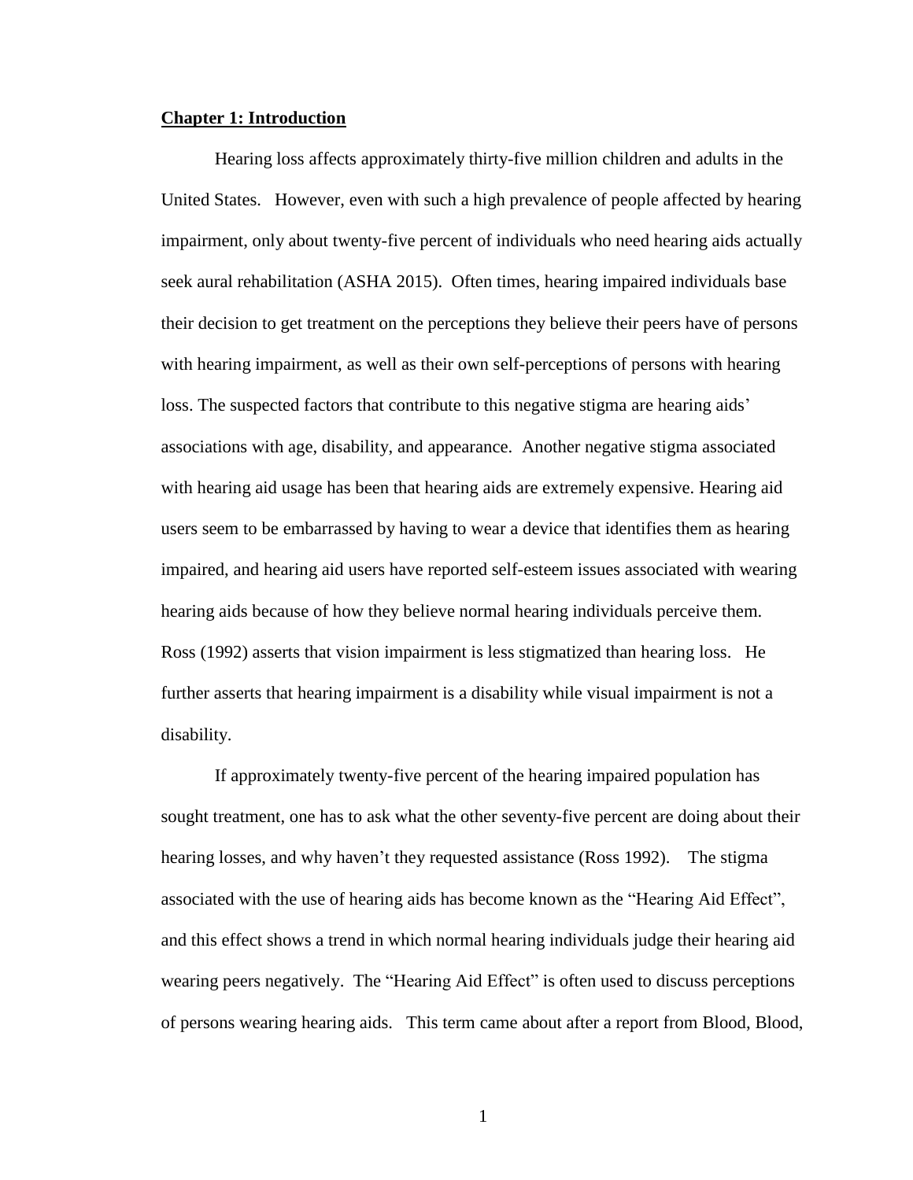## **Chapter 1: Introduction**

Hearing loss affects approximately thirty-five million children and adults in the United States. However, even with such a high prevalence of people affected by hearing impairment, only about twenty-five percent of individuals who need hearing aids actually seek aural rehabilitation (ASHA 2015). Often times, hearing impaired individuals base their decision to get treatment on the perceptions they believe their peers have of persons with hearing impairment, as well as their own self-perceptions of persons with hearing loss. The suspected factors that contribute to this negative stigma are hearing aids' associations with age, disability, and appearance. Another negative stigma associated with hearing aid usage has been that hearing aids are extremely expensive. Hearing aid users seem to be embarrassed by having to wear a device that identifies them as hearing impaired, and hearing aid users have reported self-esteem issues associated with wearing hearing aids because of how they believe normal hearing individuals perceive them. Ross (1992) asserts that vision impairment is less stigmatized than hearing loss. He further asserts that hearing impairment is a disability while visual impairment is not a disability.

If approximately twenty-five percent of the hearing impaired population has sought treatment, one has to ask what the other seventy-five percent are doing about their hearing losses, and why haven't they requested assistance (Ross 1992). The stigma associated with the use of hearing aids has become known as the "Hearing Aid Effect", and this effect shows a trend in which normal hearing individuals judge their hearing aid wearing peers negatively. The "Hearing Aid Effect" is often used to discuss perceptions of persons wearing hearing aids. This term came about after a report from Blood, Blood,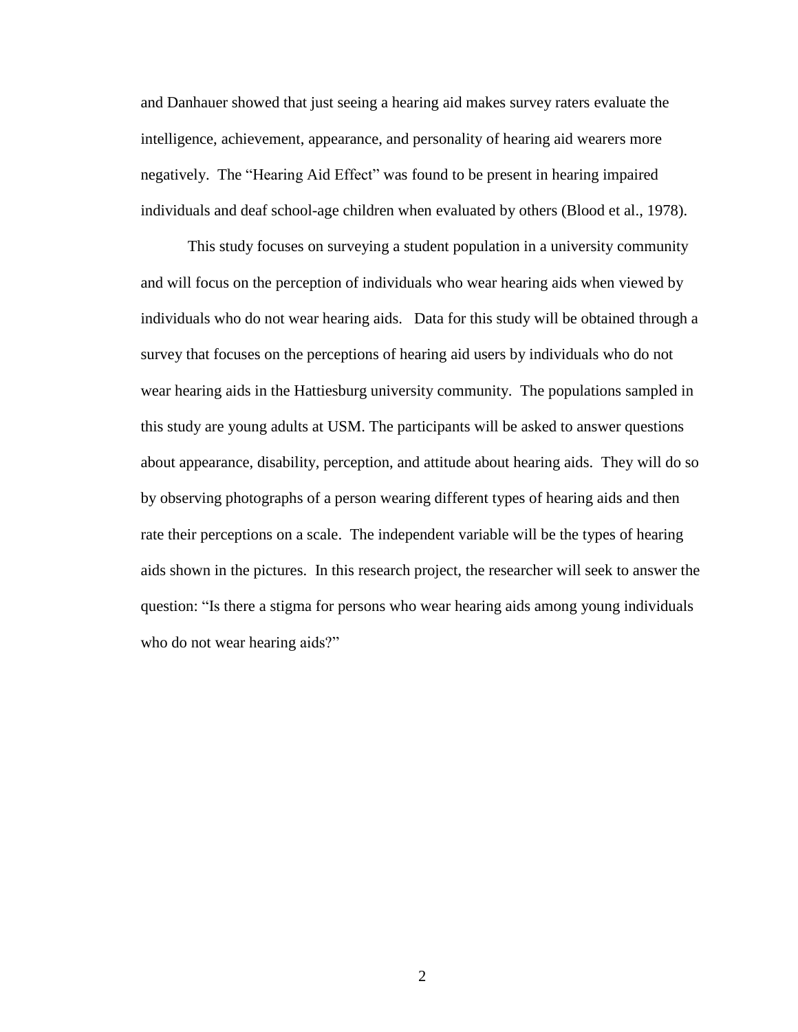and Danhauer showed that just seeing a hearing aid makes survey raters evaluate the intelligence, achievement, appearance, and personality of hearing aid wearers more negatively. The "Hearing Aid Effect" was found to be present in hearing impaired individuals and deaf school-age children when evaluated by others (Blood et al., 1978).

This study focuses on surveying a student population in a university community and will focus on the perception of individuals who wear hearing aids when viewed by individuals who do not wear hearing aids. Data for this study will be obtained through a survey that focuses on the perceptions of hearing aid users by individuals who do not wear hearing aids in the Hattiesburg university community. The populations sampled in this study are young adults at USM. The participants will be asked to answer questions about appearance, disability, perception, and attitude about hearing aids. They will do so by observing photographs of a person wearing different types of hearing aids and then rate their perceptions on a scale. The independent variable will be the types of hearing aids shown in the pictures. In this research project, the researcher will seek to answer the question: "Is there a stigma for persons who wear hearing aids among young individuals who do not wear hearing aids?"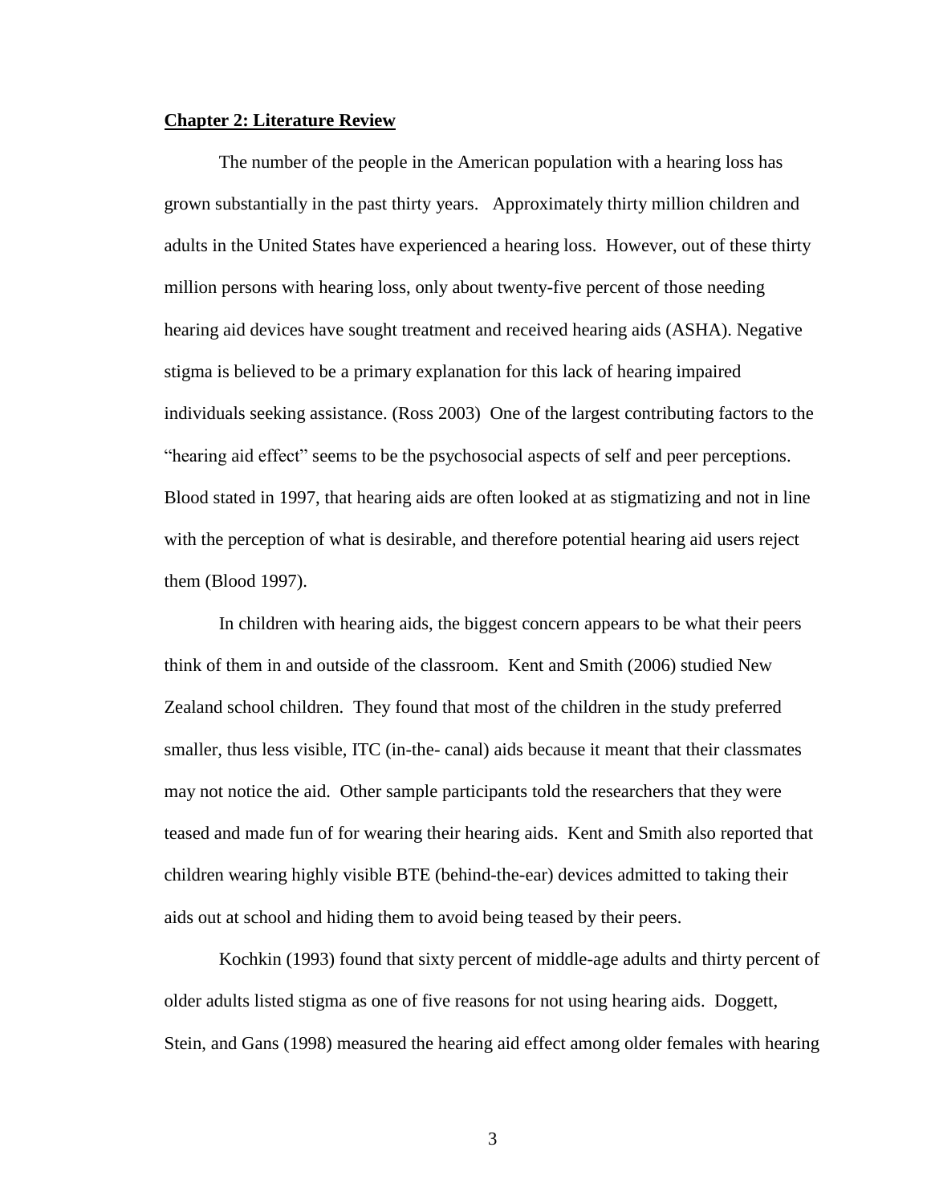**Chapter 2: Literature Review**

The number of the people in the American population with a hearing loss has grown substantially in the past thirty years. Approximately thirty million children and adults in the United States have experienced a hearing loss. However, out of these thirty million persons with hearing loss, only about twenty-five percent of those needing hearing aid devices have sought treatment and received hearing aids (ASHA). Negative stigma is believed to be a primary explanation for this lack of hearing impaired individuals seeking assistance. (Ross 2003) One of the largest contributing factors to the "hearing aid effect" seems to be the psychosocial aspects of self and peer perceptions. Blood stated in 1997, that hearing aids are often looked at as stigmatizing and not in line with the perception of what is desirable, and therefore potential hearing aid users reject them (Blood 1997).

In children with hearing aids, the biggest concern appears to be what their peers think of them in and outside of the classroom. Kent and Smith (2006) studied New Zealand school children. They found that most of the children in the study preferred smaller, thus less visible, ITC (in-the- canal) aids because it meant that their classmates may not notice the aid. Other sample participants told the researchers that they were teased and made fun of for wearing their hearing aids. Kent and Smith also reported that children wearing highly visible BTE (behind-the-ear) devices admitted to taking their aids out at school and hiding them to avoid being teased by their peers.

Kochkin (1993) found that sixty percent of middle-age adults and thirty percent of older adults listed stigma as one of five reasons for not using hearing aids. Doggett, Stein, and Gans (1998) measured the hearing aid effect among older females with hearing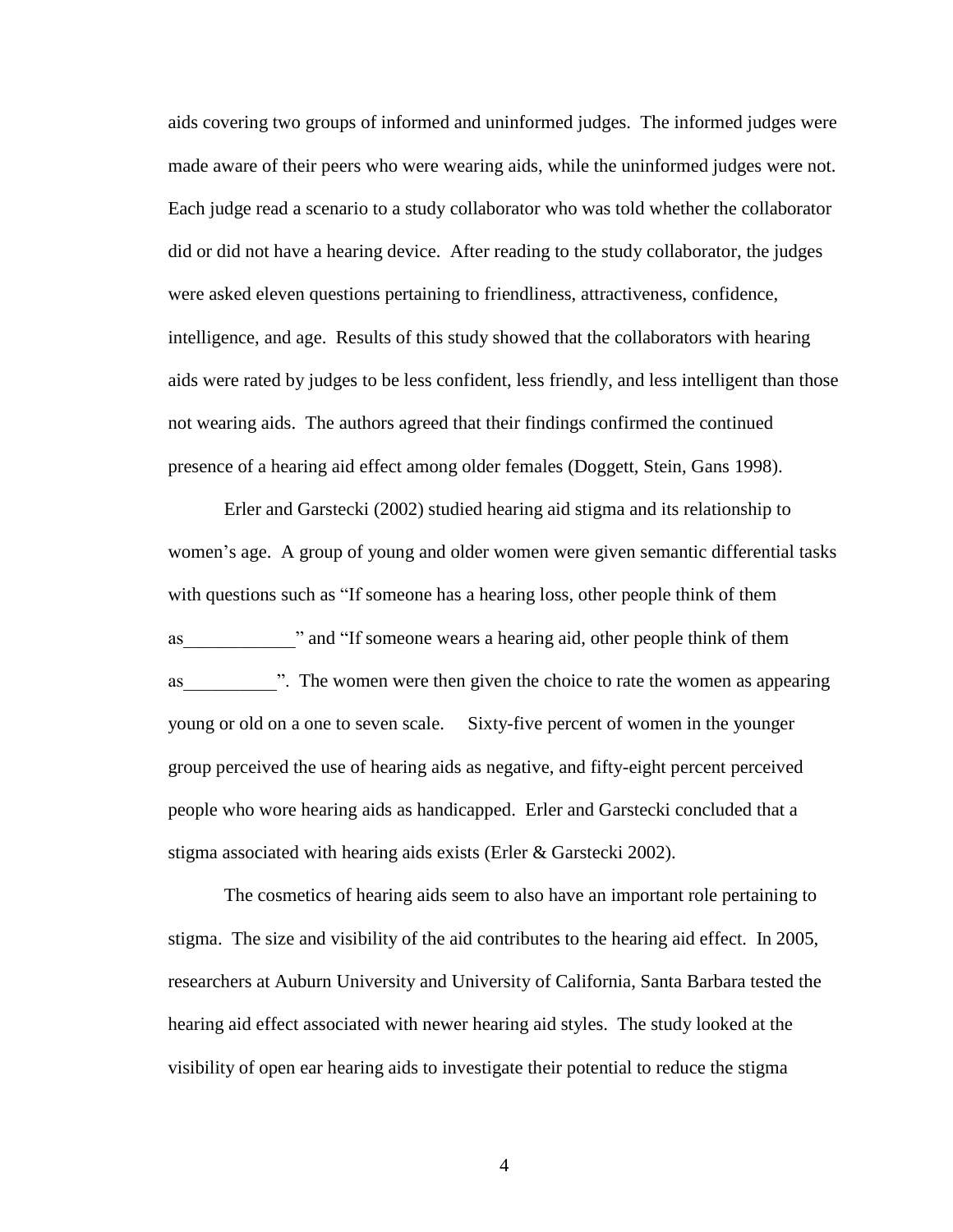aids covering two groups of informed and uninformed judges. The informed judges were made aware of their peers who were wearing aids, while the uninformed judges were not. Each judge read a scenario to a study collaborator who was told whether the collaborator did or did not have a hearing device. After reading to the study collaborator, the judges were asked eleven questions pertaining to friendliness, attractiveness, confidence, intelligence, and age. Results of this study showed that the collaborators with hearing aids were rated by judges to be less confident, less friendly, and less intelligent than those not wearing aids. The authors agreed that their findings confirmed the continued presence of a hearing aid effect among older females (Doggett, Stein, Gans 1998).

Erler and Garstecki (2002) studied hearing aid stigma and its relationship to women's age. A group of young and older women were given semantic differential tasks with questions such as "If someone has a hearing loss, other people think of them as____________" and "If someone wears a hearing aid, other people think of them as__________". The women were then given the choice to rate the women as appearing young or old on a one to seven scale. Sixty-five percent of women in the younger group perceived the use of hearing aids as negative, and fifty-eight percent perceived people who wore hearing aids as handicapped. Erler and Garstecki concluded that a stigma associated with hearing aids exists (Erler & Garstecki 2002).

The cosmetics of hearing aids seem to also have an important role pertaining to stigma. The size and visibility of the aid contributes to the hearing aid effect. In 2005, researchers at Auburn University and University of California, Santa Barbara tested the hearing aid effect associated with newer hearing aid styles. The study looked at the visibility of open ear hearing aids to investigate their potential to reduce the stigma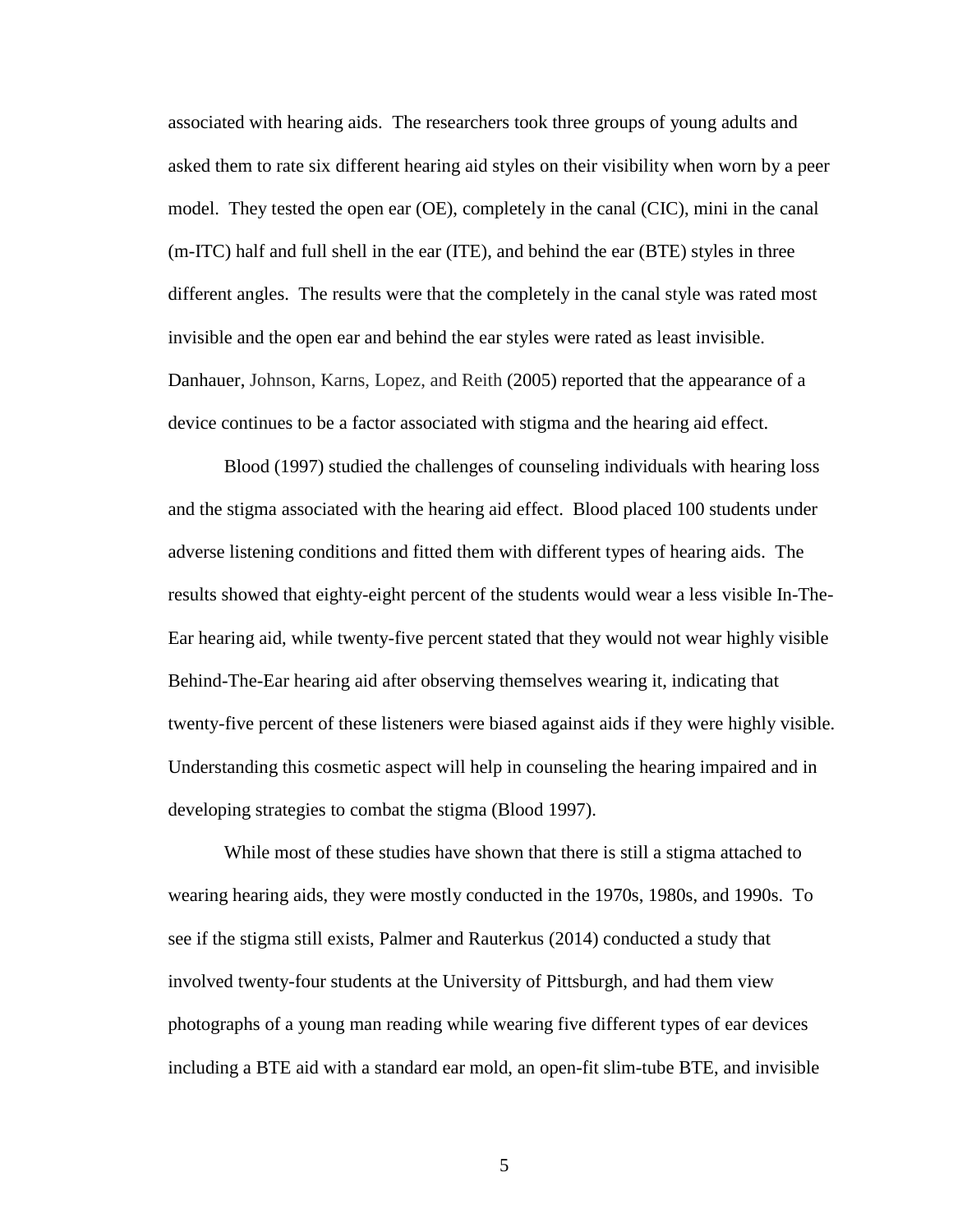associated with hearing aids. The researchers took three groups of young adults and asked them to rate six different hearing aid styles on their visibility when worn by a peer model. They tested the open ear (OE), completely in the canal (CIC), mini in the canal (m-ITC) half and full shell in the ear (ITE), and behind the ear (BTE) styles in three different angles. The results were that the completely in the canal style was rated most invisible and the open ear and behind the ear styles were rated as least invisible. Danhauer, Johnson, Karns, Lopez, and Reith (2005) reported that the appearance of a device continues to be a factor associated with stigma and the hearing aid effect.

Blood (1997) studied the challenges of counseling individuals with hearing loss and the stigma associated with the hearing aid effect. Blood placed 100 students under adverse listening conditions and fitted them with different types of hearing aids. The results showed that eighty-eight percent of the students would wear a less visible In-The-Ear hearing aid, while twenty-five percent stated that they would not wear highly visible Behind-The-Ear hearing aid after observing themselves wearing it, indicating that twenty-five percent of these listeners were biased against aids if they were highly visible. Understanding this cosmetic aspect will help in counseling the hearing impaired and in developing strategies to combat the stigma (Blood 1997).

While most of these studies have shown that there is still a stigma attached to wearing hearing aids, they were mostly conducted in the 1970s, 1980s, and 1990s. To see if the stigma still exists, Palmer and Rauterkus (2014) conducted a study that involved twenty-four students at the University of Pittsburgh, and had them view photographs of a young man reading while wearing five different types of ear devices including a BTE aid with a standard ear mold, an open-fit slim-tube BTE, and invisible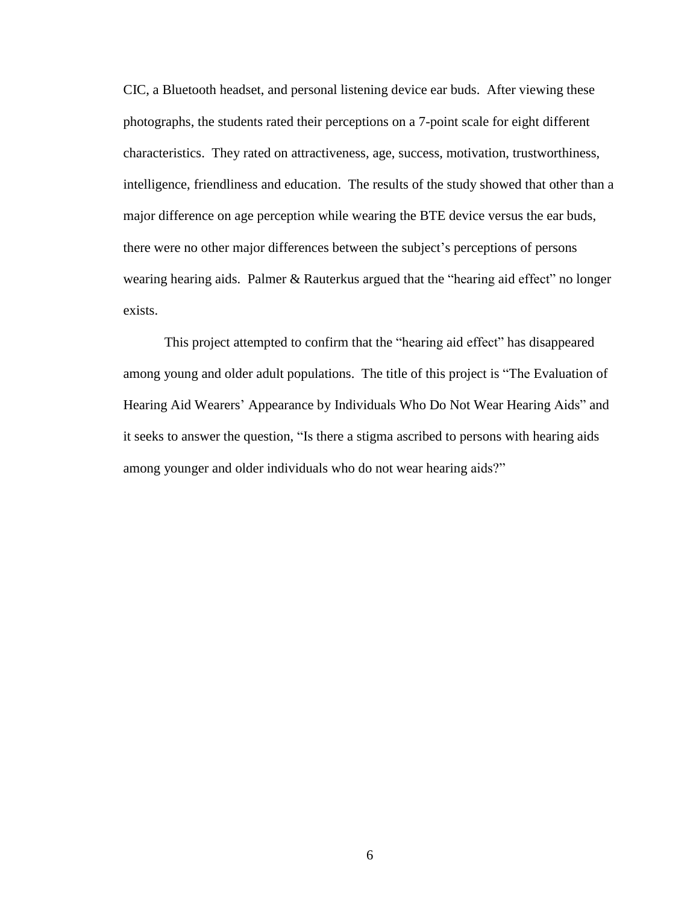CIC, a Bluetooth headset, and personal listening device ear buds. After viewing these photographs, the students rated their perceptions on a 7-point scale for eight different characteristics. They rated on attractiveness, age, success, motivation, trustworthiness, intelligence, friendliness and education. The results of the study showed that other than a major difference on age perception while wearing the BTE device versus the ear buds, there were no other major differences between the subject's perceptions of persons wearing hearing aids. Palmer & Rauterkus argued that the "hearing aid effect" no longer exists.

This project attempted to confirm that the "hearing aid effect" has disappeared among young and older adult populations. The title of this project is "The Evaluation of Hearing Aid Wearers' Appearance by Individuals Who Do Not Wear Hearing Aids" and it seeks to answer the question, "Is there a stigma ascribed to persons with hearing aids among younger and older individuals who do not wear hearing aids?"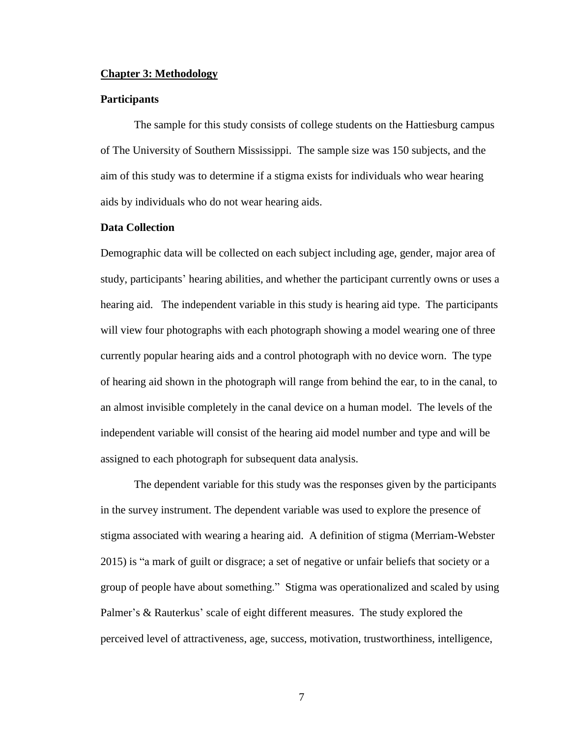**Chapter 3: Methodology**

**Participants**

The sample for this study consists of college students on the Hattiesburg campus of The University of Southern Mississippi. The sample size was 150 subjects, and the aim of this study was to determine if a stigma exists for individuals who wear hearing aids by individuals who do not wear hearing aids.

**Data Collection**

Demographic data will be collected on each subject including age, gender, major area of study, participants' hearing abilities, and whether the participant currently owns or uses a hearing aid. The independent variable in this study is hearing aid type. The participants will view four photographs with each photograph showing a model wearing one of three currently popular hearing aids and a control photograph with no device worn. The type of hearing aid shown in the photograph will range from behind the ear, to in the canal, to an almost invisible completely in the canal device on a human model. The levels of the independent variable will consist of the hearing aid model number and type and will be assigned to each photograph for subsequent data analysis.

The dependent variable for this study was the responses given by the participants in the survey instrument. The dependent variable was used to explore the presence of stigma associated with wearing a hearing aid. A definition of stigma (Merriam-Webster 2015) is "a mark of guilt or disgrace; a set of negative or unfair beliefs that society or a group of people have about something." Stigma was operationalized and scaled by using Palmer's & Rauterkus' scale of eight different measures. The study explored the perceived level of attractiveness, age, success, motivation, trustworthiness, intelligence,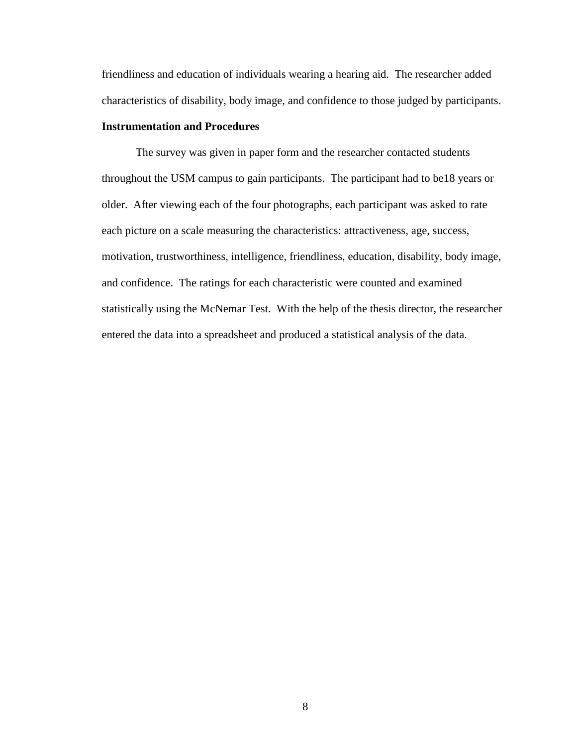friendliness and education of individuals wearing a hearing aid. The researcher added characteristics of disability, body image, and confidence to those judged by participants.

**Instrumentation and Procedures**

The survey was given in paper form and the researcher contacted students throughout the USM campus to gain participants. The participant had to be18 years or older. After viewing each of the four photographs, each participant was asked to rate each picture on a scale measuring the characteristics: attractiveness, age, success, motivation, trustworthiness, intelligence, friendliness, education, disability, body image, and confidence. The ratings for each characteristic were counted and examined statistically using the McNemar Test. With the help of the thesis director, the researcher entered the data into a spreadsheet and produced a statistical analysis of the data.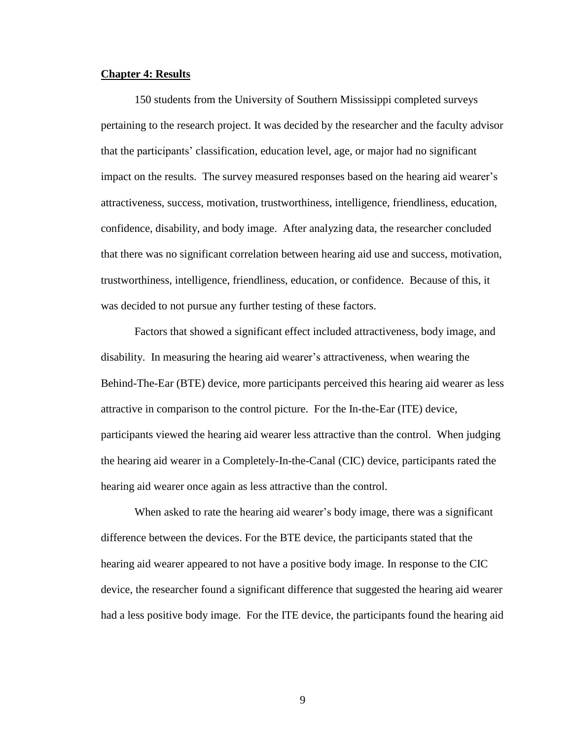**Chapter 4: Results**

150 students from the University of Southern Mississippi completed surveys pertaining to the research project. It was decided by the researcher and the faculty advisor that the participants' classification, education level, age, or major had no significant impact on the results. The survey measured responses based on the hearing aid wearer's attractiveness, success, motivation, trustworthiness, intelligence, friendliness, education, confidence, disability, and body image. After analyzing data, the researcher concluded that there was no significant correlation between hearing aid use and success, motivation, trustworthiness, intelligence, friendliness, education, or confidence. Because of this, it was decided to not pursue any further testing of these factors.

Factors that showed a significant effect included attractiveness, body image, and disability. In measuring the hearing aid wearer's attractiveness, when wearing the Behind-The-Ear (BTE) device, more participants perceived this hearing aid wearer as less attractive in comparison to the control picture. For the In-the-Ear (ITE) device, participants viewed the hearing aid wearer less attractive than the control. When judging the hearing aid wearer in a Completely-In-the-Canal (CIC) device, participants rated the hearing aid wearer once again as less attractive than the control.

When asked to rate the hearing aid wearer's body image, there was a significant difference between the devices. For the BTE device, the participants stated that the hearing aid wearer appeared to not have a positive body image. In response to the CIC device, the researcher found a significant difference that suggested the hearing aid wearer had a less positive body image. For the ITE device, the participants found the hearing aid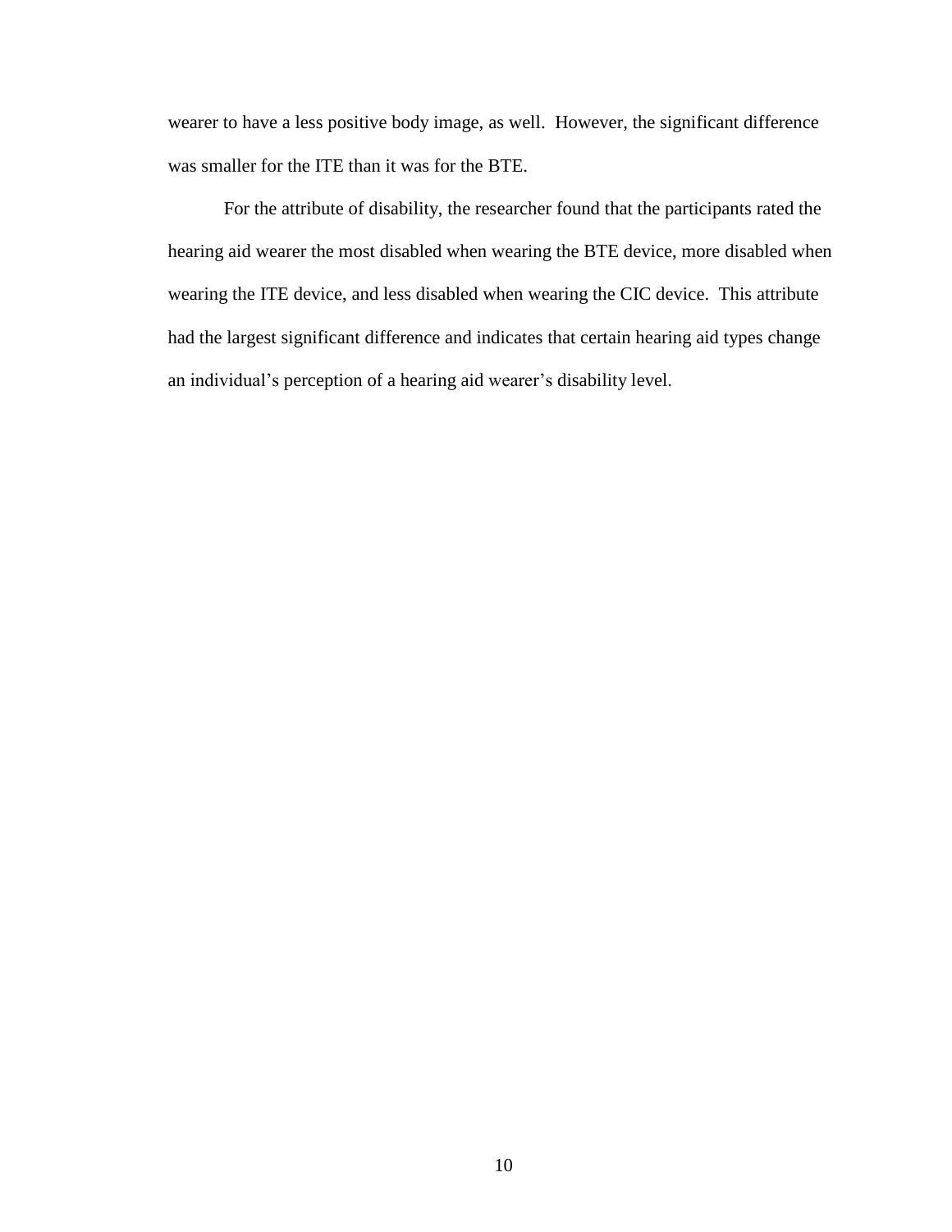wearer to have a less positive body image, as well. However, the significant difference was smaller for the ITE than it was for the BTE.

For the attribute of disability, the researcher found that the participants rated the hearing aid wearer the most disabled when wearing the BTE device, more disabled when wearing the ITE device, and less disabled when wearing the CIC device. This attribute had the largest significant difference and indicates that certain hearing aid types change an individual's perception of a hearing aid wearer's disability level.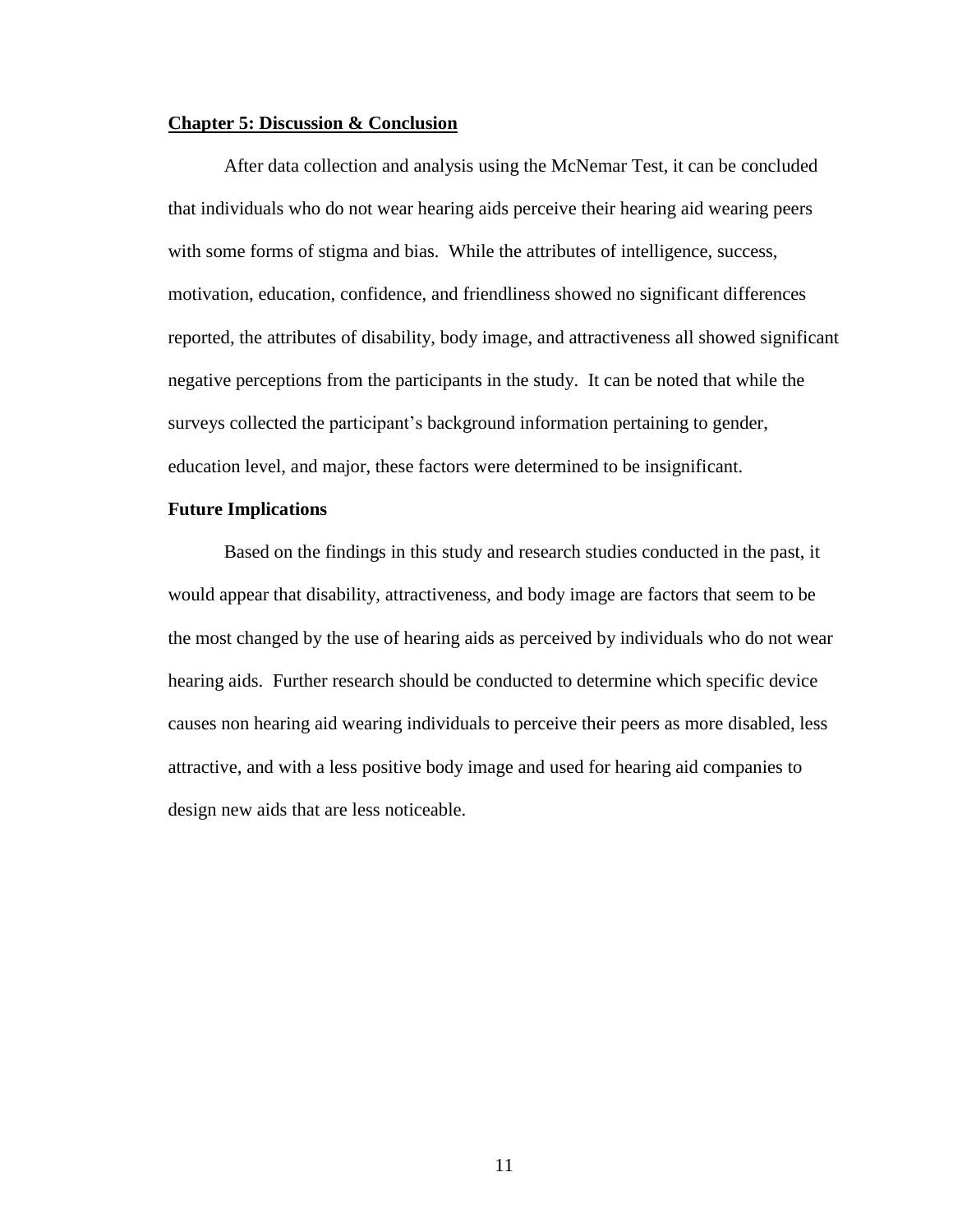## Chapter 5: Discussion & Conclusion

After data collection and analysis using the McNemar Test, it can be concluded that individuals who do not wear hearing aids perceive their hearing aid wearing peers with some forms of stigma and bias. While the attributes of intelligence, success, motivation, education, confidence, and friendliness showed no significant differences reported, the attributes of disability, body image, and attractiveness all showed significant negative perceptions from the participants in the study. It can be noted that while the surveys collected the participant's background information pertaining to gender, education level, and major, these factors were determined to be insignificant.

### Future Implications

Based on the findings in this study and research studies conducted in the past, it would appear that disability, attractiveness, and body image are factors that seem to be the most changed by the use of hearing aids as perceived by individuals who do not wear hearing aids. Further research should be conducted to determine which specific device causes non hearing aid wearing individuals to perceive their peers as more disabled, less attractive, and with a less positive body image and used for hearing aid companies to design new aids that are less noticeable.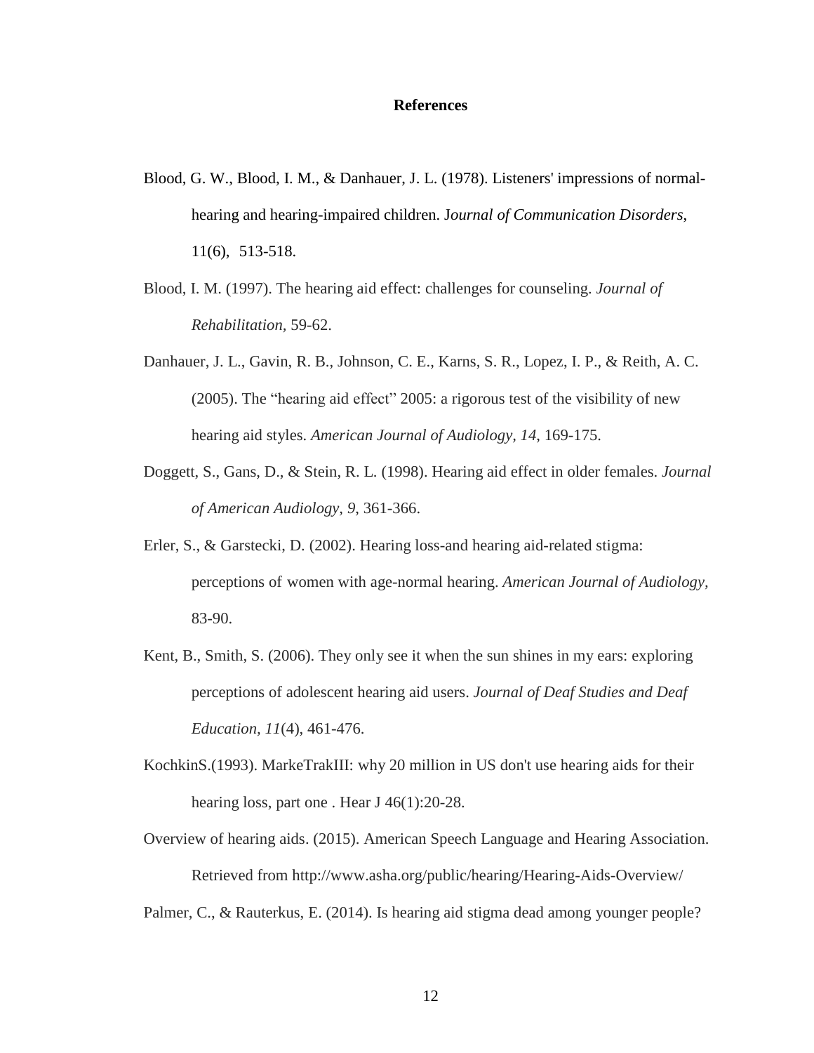**References**

Blood, G. W., Blood, I. M., & Danhauer, J. L. (1978). Listeners' impressions of normal-hearing and hearing-impaired children. J*ournal of Communication Disorders*, 11(6), 513-518.

Blood, I. M. (1997). The hearing aid effect: challenges for counseling. *Journal of Rehabilitation*, 59-62.

Danhauer, J. L., Gavin, R. B., Johnson, C. E., Karns, S. R., Lopez, I. P., & Reith, A. C. (2005). The "hearing aid effect" 2005: a rigorous test of the visibility of new hearing aid styles. *American Journal of Audiology, 14*, 169-175.

Doggett, S., Gans, D., & Stein, R. L. (1998). Hearing aid effect in older females. *Journal of American Audiology, 9*, 361-366.

Erler, S., & Garstecki, D. (2002). Hearing loss-and hearing aid-related stigma: perceptions of women with age-normal hearing. *American Journal of Audiology*, 83-90.

Kent, B., Smith, S. (2006). They only see it when the sun shines in my ears: exploring perceptions of adolescent hearing aid users. *Journal of Deaf Studies and Deaf Education, 11*(4), 461-476.

KochkinS.(1993). MarkeTrakIII: why 20 million in US don't use hearing aids for their hearing loss, part one . Hear J 46(1):20-28.

Overview of hearing aids. (2015). American Speech Language and Hearing Association. Retrieved from http://www.asha.org/public/hearing/Hearing-Aids-Overview/

Palmer, C., & Rauterkus, E. (2014). Is hearing aid stigma dead among younger people?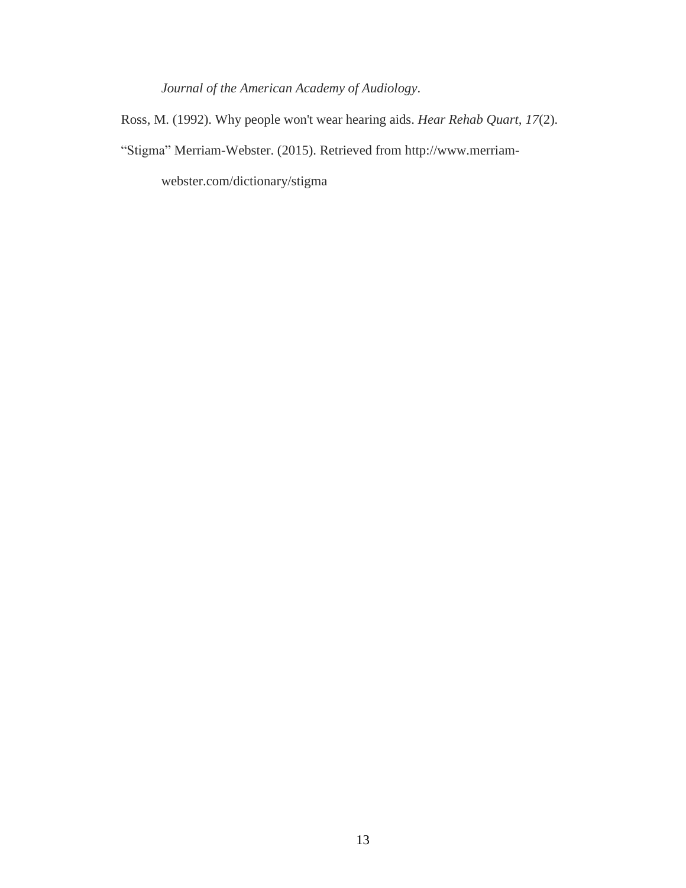*Journal of the American Academy of Audiology*.

Ross, M. (1992). Why people won't wear hearing aids. *Hear Rehab Quart, 17*(2).

"Stigma" Merriam-Webster. (2015). Retrieved from http://www.merriam-webster.com/dictionary/stigma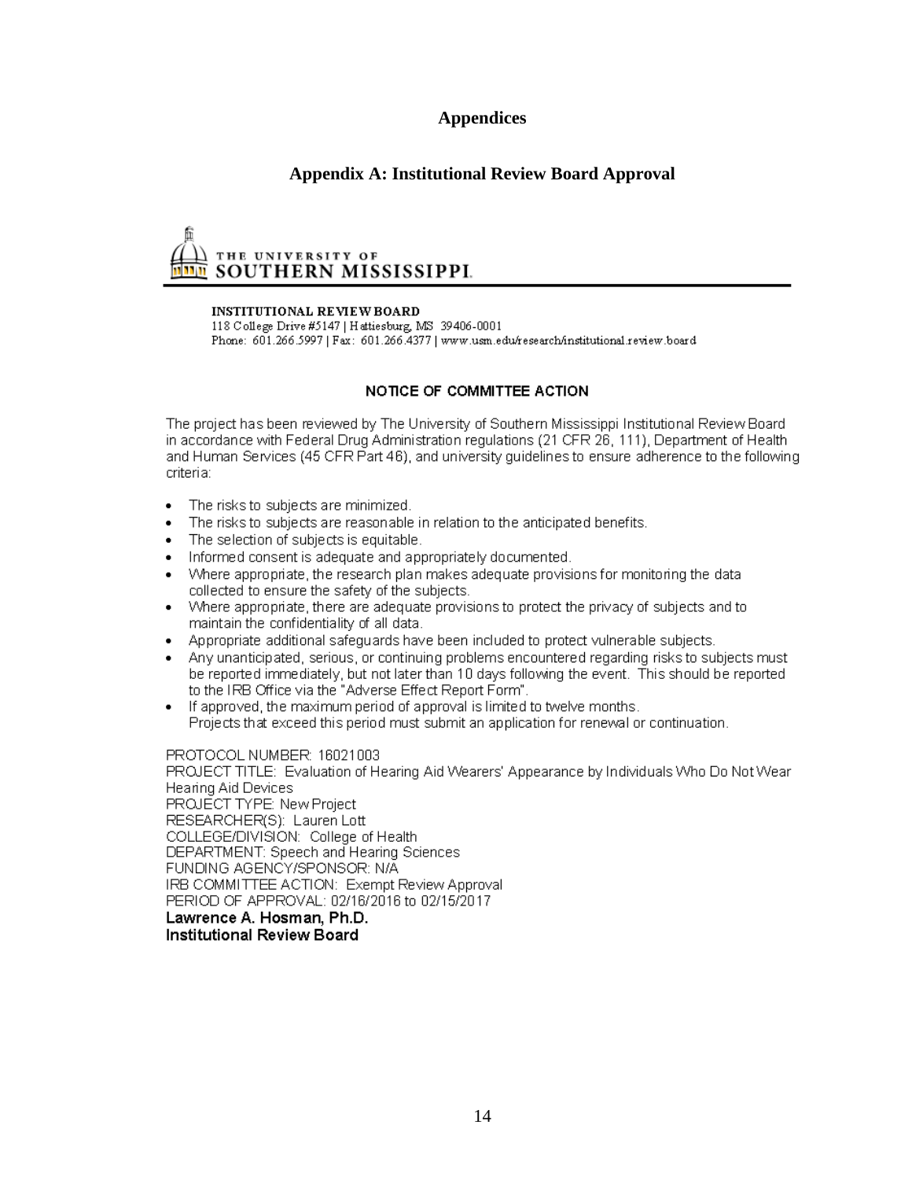# Appendices

## Appendix A: Institutional Review Board Approval

THE UNIVERSITY OF
**SOUTHERN MISSISSIPPI.**

**INSTITUTIONAL REVIEW BOARD**
118 College Drive #5147 | Hattiesburg, MS 39406-0001
Phone: 601.266.5997 | Fax: 601.266.4377 | www.usm.edu/research/institutional.review.board

### NOTICE OF COMMITTEE ACTION

The project has been reviewed by The University of Southern Mississippi Institutional Review Board in accordance with Federal Drug Administration regulations (21 CFR 26, 111), Department of Health and Human Services (45 CFR Part 46), and university guidelines to ensure adherence to the following criteria:

- The risks to subjects are minimized.
- The risks to subjects are reasonable in relation to the anticipated benefits.
- The selection of subjects is equitable.
- Informed consent is adequate and appropriately documented.
- Where appropriate, the research plan makes adequate provisions for monitoring the data collected to ensure the safety of the subjects.
- Where appropriate, there are adequate provisions to protect the privacy of subjects and to maintain the confidentiality of all data.
- Appropriate additional safeguards have been included to protect vulnerable subjects.
- Any unanticipated, serious, or continuing problems encountered regarding risks to subjects must be reported immediately, but not later than 10 days following the event. This should be reported to the IRB Office via the "Adverse Effect Report Form".
- If approved, the maximum period of approval is limited to twelve months.
  Projects that exceed this period must submit an application for renewal or continuation.

PROTOCOL NUMBER: 16021003
PROJECT TITLE: Evaluation of Hearing Aid Wearers' Appearance by Individuals Who Do Not Wear Hearing Aid Devices
PROJECT TYPE: New Project
RESEARCHER(S): Lauren Lott
COLLEGE/DIVISION: College of Health
DEPARTMENT: Speech and Hearing Sciences
FUNDING AGENCY/SPONSOR: N/A
IRB COMMITTEE ACTION: Exempt Review Approval
PERIOD OF APPROVAL: 02/16/2016 to 02/15/2017
**Lawrence A. Hosman, Ph.D.**
**Institutional Review Board**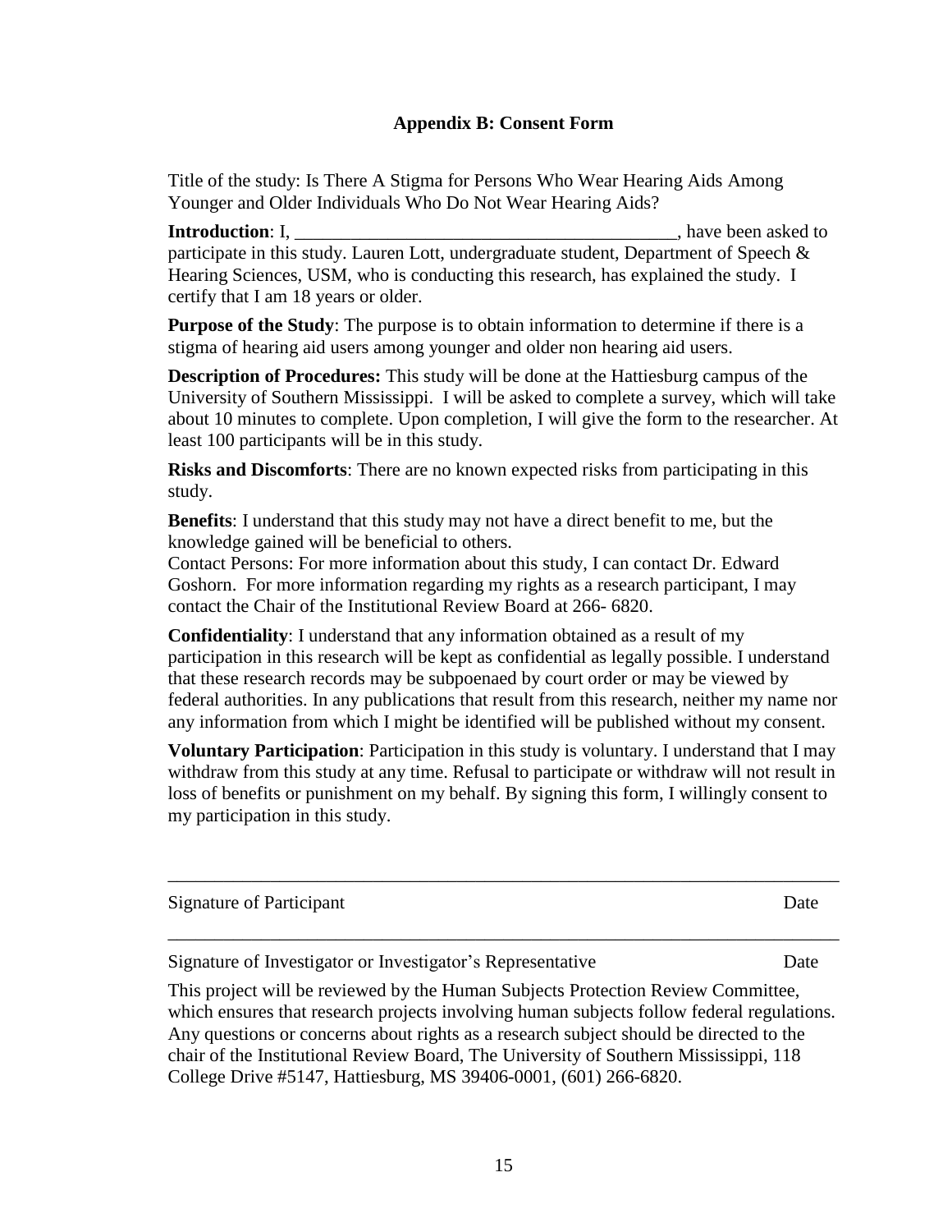## Appendix B: Consent Form

Title of the study: Is There A Stigma for Persons Who Wear Hearing Aids Among Younger and Older Individuals Who Do Not Wear Hearing Aids?

**Introduction**: I, ________________________________________, have been asked to participate in this study. Lauren Lott, undergraduate student, Department of Speech & Hearing Sciences, USM, who is conducting this research, has explained the study. I certify that I am 18 years or older.

**Purpose of the Study**: The purpose is to obtain information to determine if there is a stigma of hearing aid users among younger and older non hearing aid users.

**Description of Procedures:** This study will be done at the Hattiesburg campus of the University of Southern Mississippi. I will be asked to complete a survey, which will take about 10 minutes to complete. Upon completion, I will give the form to the researcher. At least 100 participants will be in this study.

**Risks and Discomforts**: There are no known expected risks from participating in this study.

**Benefits**: I understand that this study may not have a direct benefit to me, but the knowledge gained will be beneficial to others.
Contact Persons: For more information about this study, I can contact Dr. Edward Goshorn. For more information regarding my rights as a research participant, I may contact the Chair of the Institutional Review Board at 266- 6820.

**Confidentiality**: I understand that any information obtained as a result of my participation in this research will be kept as confidential as legally possible. I understand that these research records may be subpoenaed by court order or may be viewed by federal authorities. In any publications that result from this research, neither my name nor any information from which I might be identified will be published without my consent.

**Voluntary Participation**: Participation in this study is voluntary. I understand that I may withdraw from this study at any time. Refusal to participate or withdraw will not result in loss of benefits or punishment on my behalf. By signing this form, I willingly consent to my participation in this study.

______________________________________________________________________________

Signature of Participant                                                                                                   Date

______________________________________________________________________________

Signature of Investigator or Investigator's Representative                                                 Date

This project will be reviewed by the Human Subjects Protection Review Committee, which ensures that research projects involving human subjects follow federal regulations. Any questions or concerns about rights as a research subject should be directed to the chair of the Institutional Review Board, The University of Southern Mississippi, 118 College Drive #5147, Hattiesburg, MS 39406-0001, (601) 266-6820.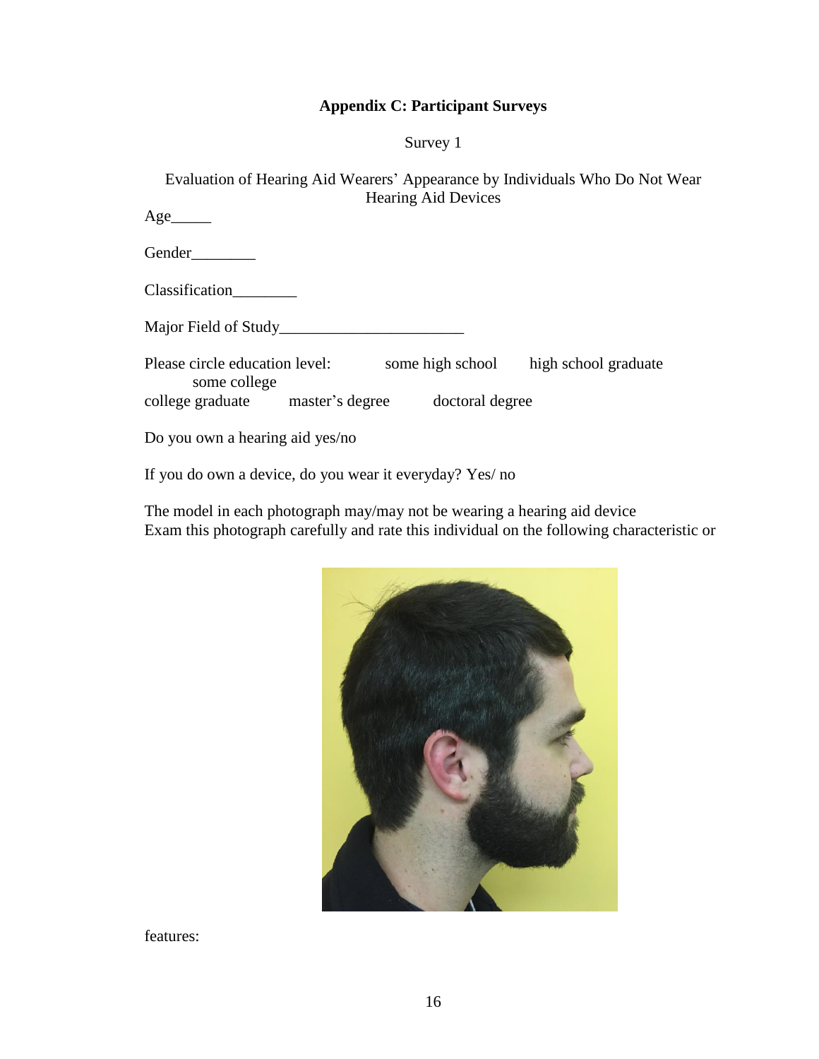**Appendix C: Participant Surveys**

Survey 1

Evaluation of Hearing Aid Wearers' Appearance by Individuals Who Do Not Wear Hearing Aid Devices

Age_____

Gender________

Classification________

Major Field of Study_______________________

Please circle education level: some high school high school graduate some college college graduate master's degree doctoral degree

Do you own a hearing aid yes/no

If you do own a device, do you wear it everyday? Yes/ no

The model in each photograph may/may not be wearing a hearing aid device
Exam this photograph carefully and rate this individual on the following characteristic or features: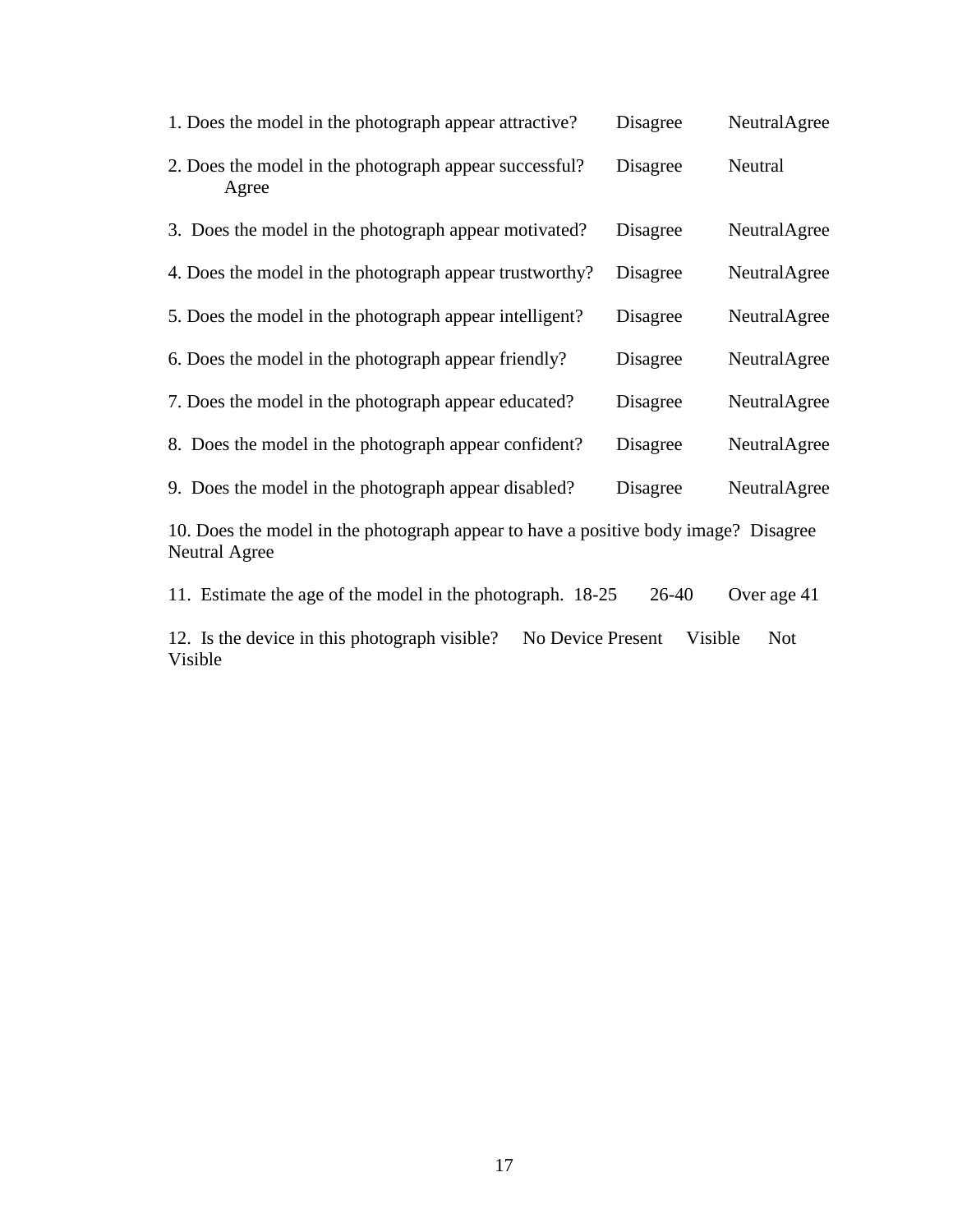1. Does the model in the photograph appear attractive? Disagree Neutral Agree

2. Does the model in the photograph appear successful? Disagree Neutral Agree

3. Does the model in the photograph appear motivated? Disagree Neutral Agree

4. Does the model in the photograph appear trustworthy? Disagree Neutral Agree

5. Does the model in the photograph appear intelligent? Disagree Neutral Agree

6. Does the model in the photograph appear friendly? Disagree Neutral Agree

7. Does the model in the photograph appear educated? Disagree Neutral Agree

8. Does the model in the photograph appear confident? Disagree Neutral Agree

9. Does the model in the photograph appear disabled? Disagree Neutral Agree

10. Does the model in the photograph appear to have a positive body image? Disagree Neutral Agree

11. Estimate the age of the model in the photograph. 18-25 26-40 Over age 41

12. Is the device in this photograph visible? No Device Present Visible Not Visible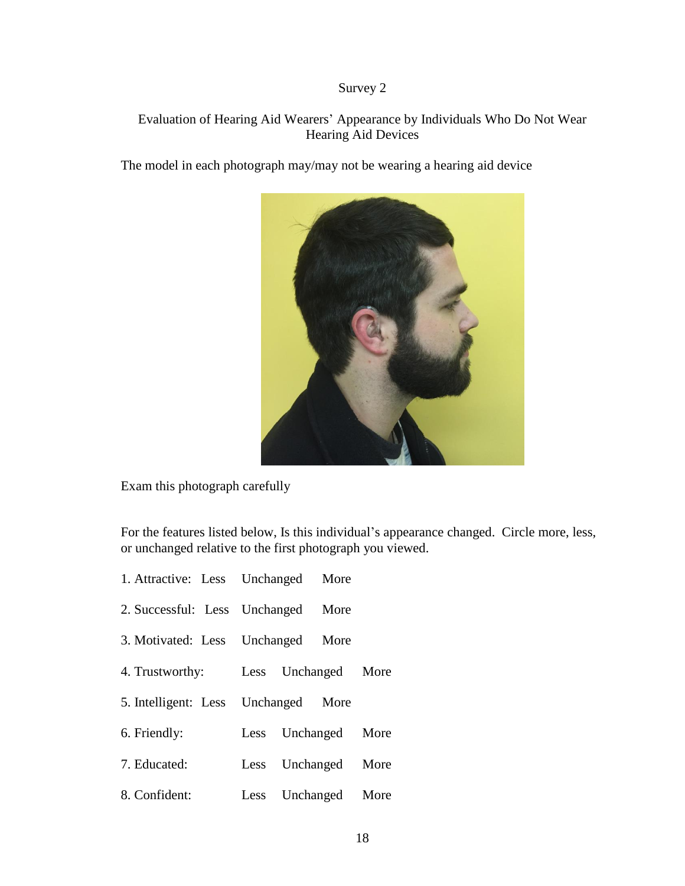Survey 2

Evaluation of Hearing Aid Wearers' Appearance by Individuals Who Do Not Wear Hearing Aid Devices

The model in each photograph may/may not be wearing a hearing aid device

Exam this photograph carefully

For the features listed below, Is this individual's appearance changed. Circle more, less, or unchanged relative to the first photograph you viewed.

1. Attractive: Less Unchanged More
2. Successful: Less Unchanged More
3. Motivated: Less Unchanged More
4. Trustworthy: Less Unchanged More
5. Intelligent: Less Unchanged More
6. Friendly: Less Unchanged More
7. Educated: Less Unchanged More
8. Confident: Less Unchanged More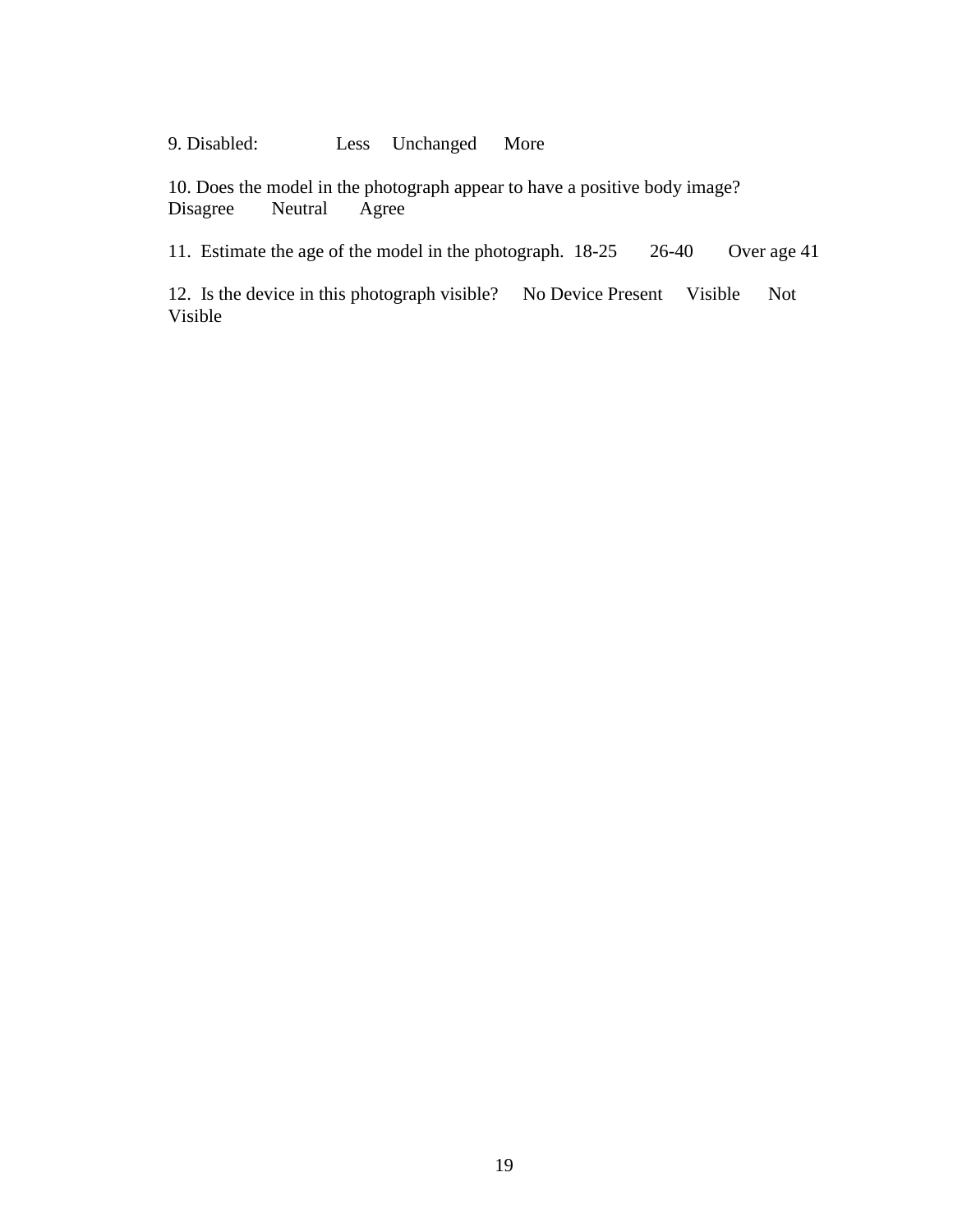9. Disabled: Less Unchanged More

10. Does the model in the photograph appear to have a positive body image?
Disagree Neutral Agree

11. Estimate the age of the model in the photograph. 18-25 26-40 Over age 41

12. Is the device in this photograph visible? No Device Present Visible Not Visible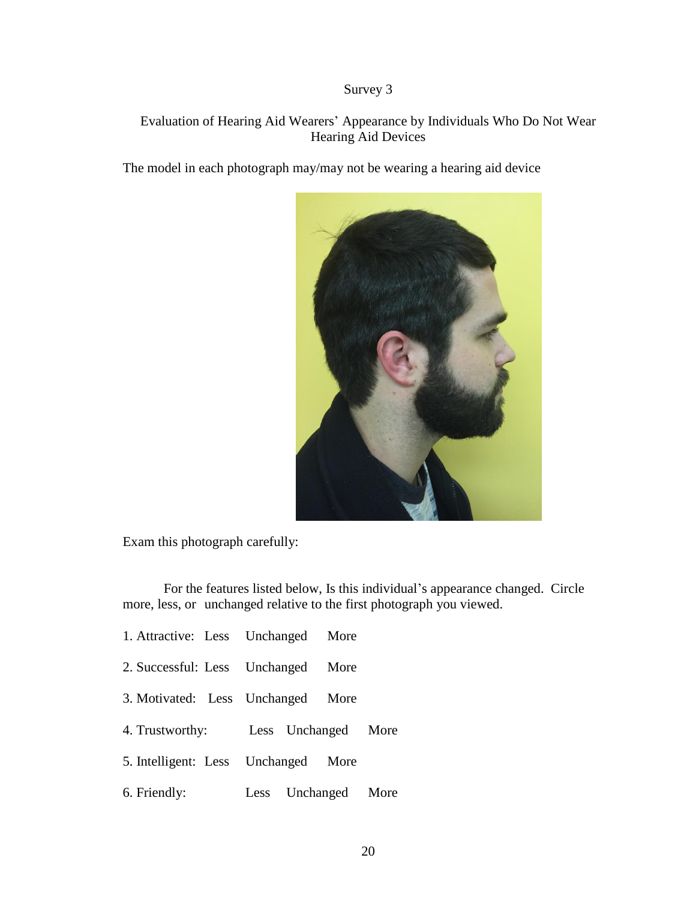Survey 3

Evaluation of Hearing Aid Wearers' Appearance by Individuals Who Do Not Wear Hearing Aid Devices

The model in each photograph may/may not be wearing a hearing aid device

Exam this photograph carefully:

For the features listed below, Is this individual's appearance changed. Circle more, less, or unchanged relative to the first photograph you viewed.

1. Attractive: Less Unchanged More

2. Successful: Less Unchanged More

3. Motivated: Less Unchanged More

4. Trustworthy: Less Unchanged More

5. Intelligent: Less Unchanged More

6. Friendly: Less Unchanged More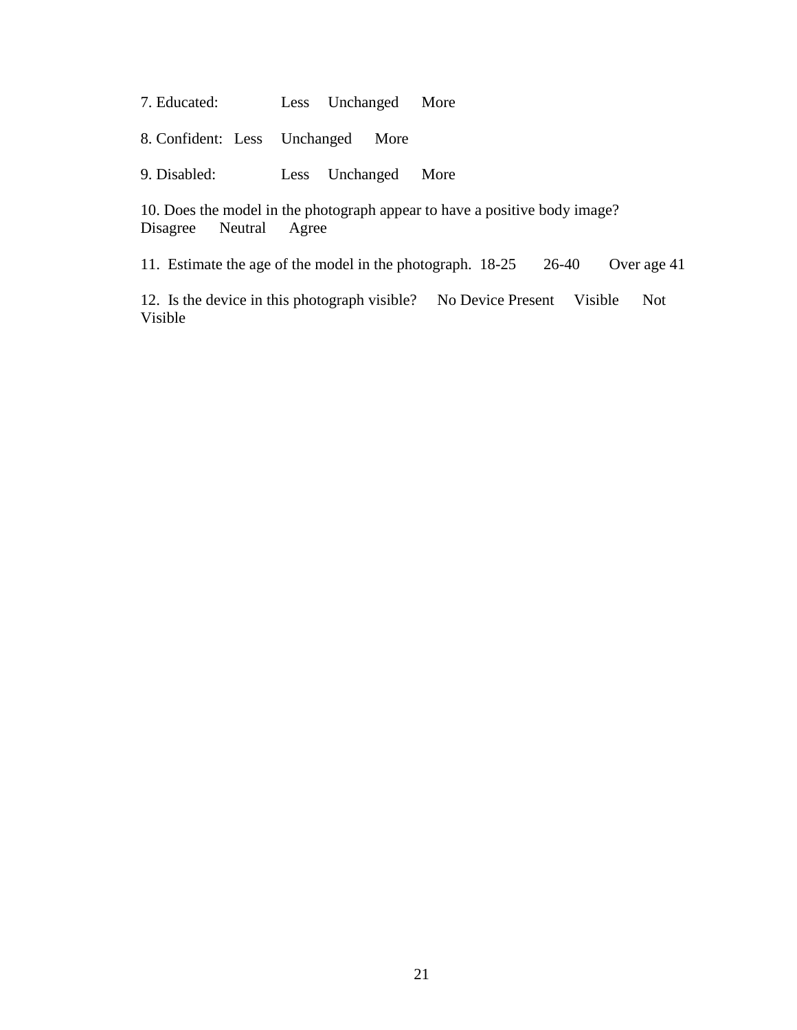7. Educated: Less Unchanged More

8. Confident: Less Unchanged More

9. Disabled: Less Unchanged More

10. Does the model in the photograph appear to have a positive body image?
Disagree Neutral Agree

11. Estimate the age of the model in the photograph. 18-25 26-40 Over age 41

12. Is the device in this photograph visible? No Device Present Visible Not Visible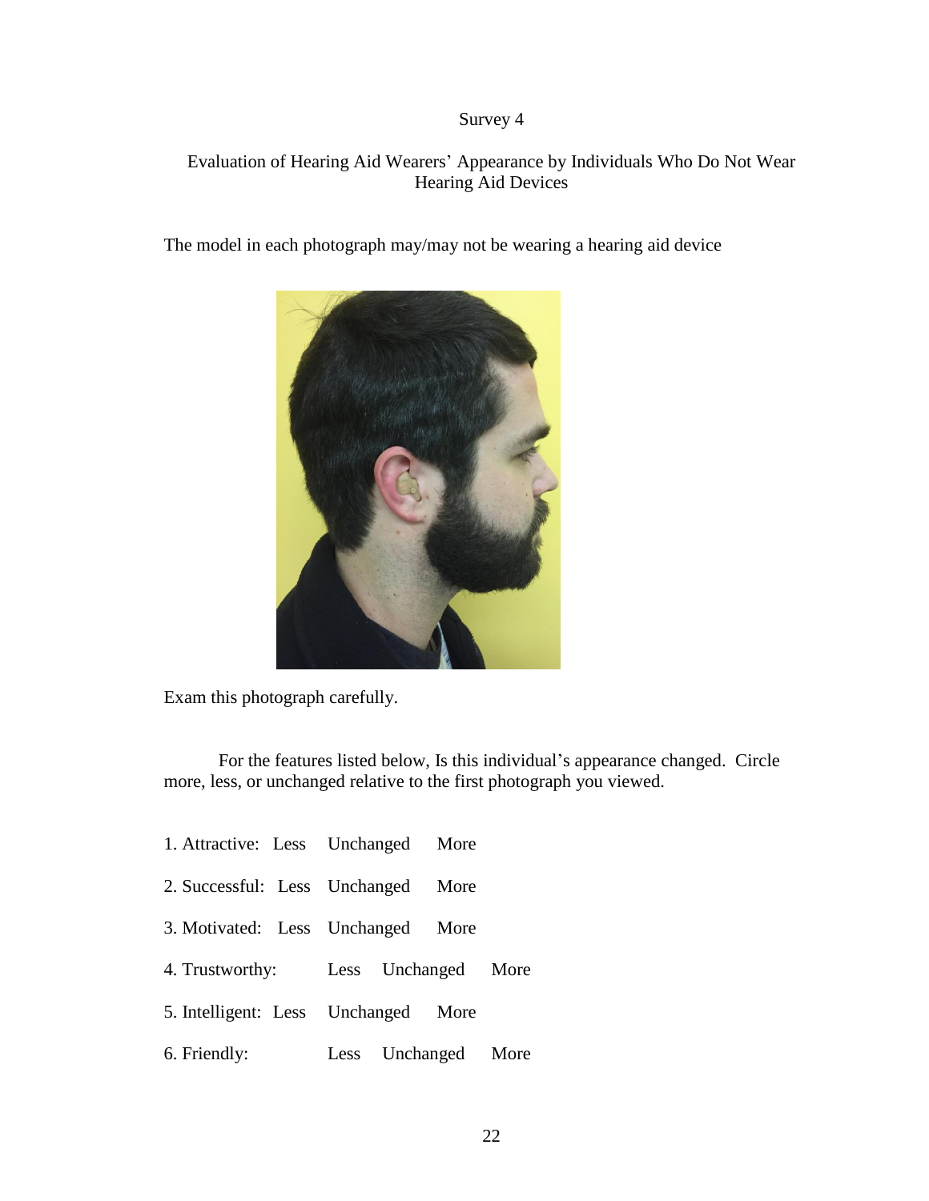Survey 4

Evaluation of Hearing Aid Wearers' Appearance by Individuals Who Do Not Wear Hearing Aid Devices

The model in each photograph may/may not be wearing a hearing aid device

Exam this photograph carefully.

For the features listed below, Is this individual's appearance changed. Circle more, less, or unchanged relative to the first photograph you viewed.

1. Attractive: Less Unchanged More

2. Successful: Less Unchanged More

3. Motivated: Less Unchanged More

4. Trustworthy: Less Unchanged More

5. Intelligent: Less Unchanged More

6. Friendly: Less Unchanged More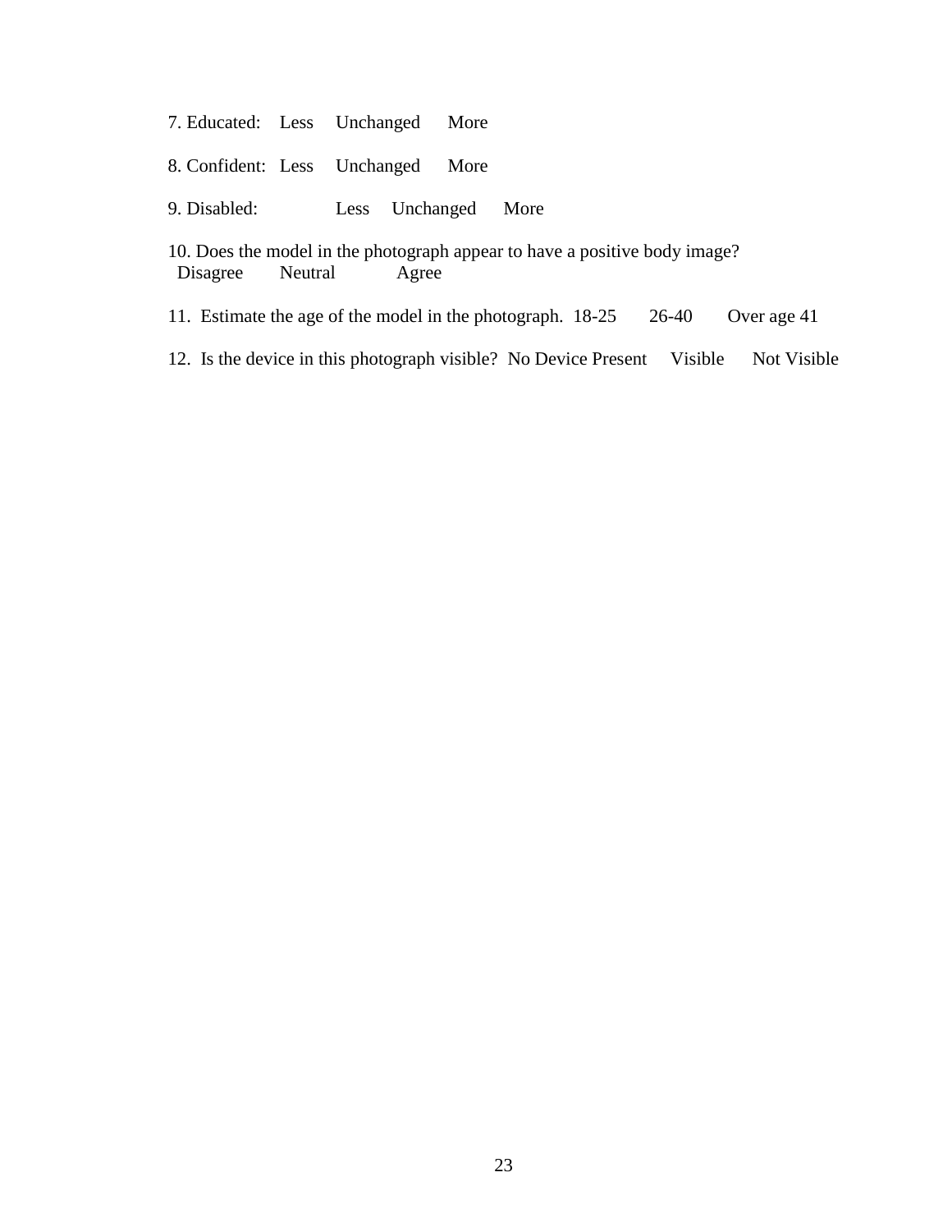7. Educated: Less Unchanged More

8. Confident: Less Unchanged More

9. Disabled: Less Unchanged More

10. Does the model in the photograph appear to have a positive body image?
Disagree Neutral Agree

11. Estimate the age of the model in the photograph. 18-25 26-40 Over age 41

12. Is the device in this photograph visible? No Device Present Visible Not Visible